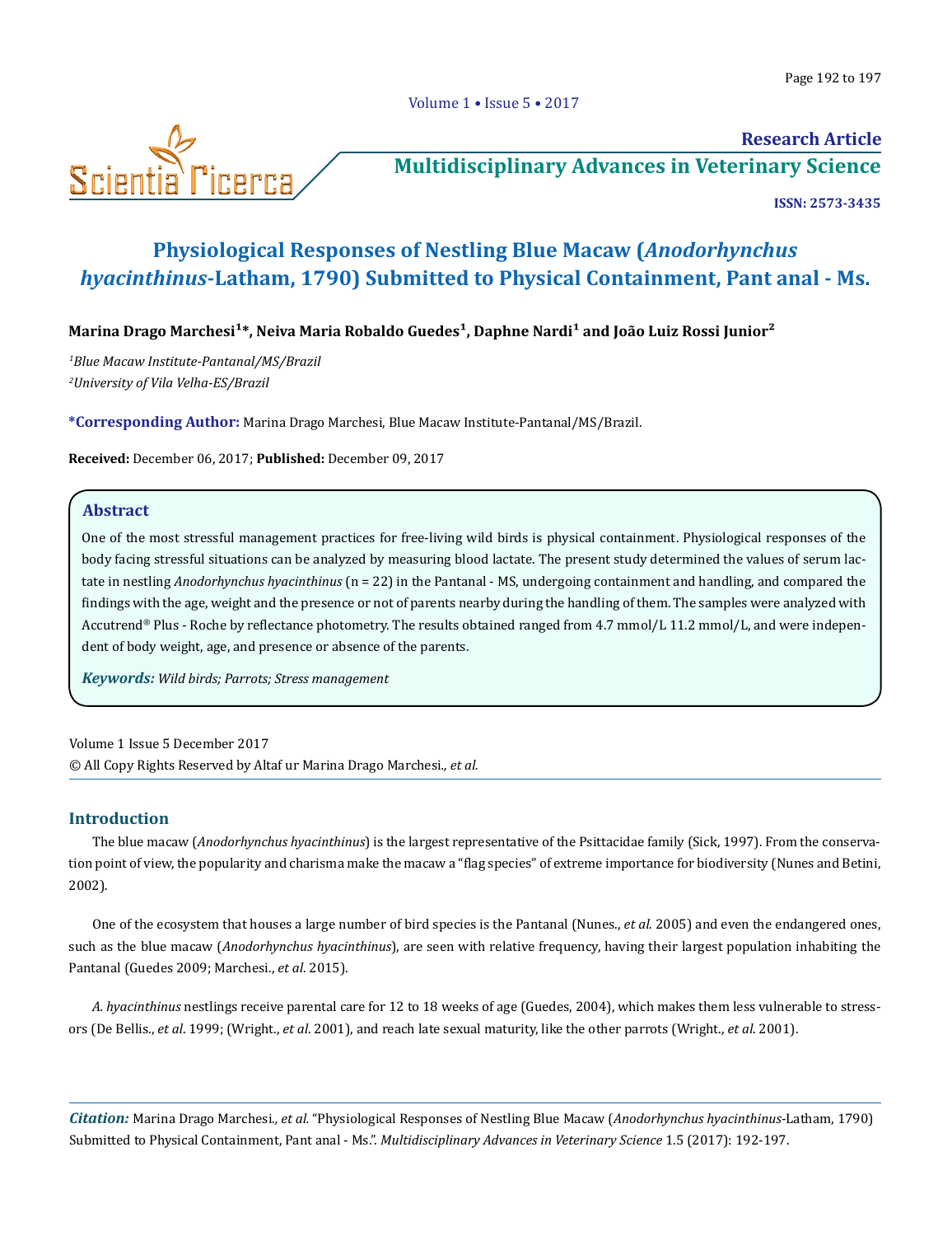Research Article

# Physiological Responses of Nestling Blue Macaw (*Anodorhynchus hyacinthinus*-Latham, 1790) Submitted to Physical Containment, Pant anal - Ms.

**Marina Drago Marchesi[1]*, Neiva Maria Robaldo Guedes[1], Daphne Nardi[1] and João Luiz Rossi Junior[2]**

[1]*Blue Macaw Institute-Pantanal/MS/Brazil*
[2]*University of Vila Velha-ES/Brazil*

**\*Corresponding Author:** Marina Drago Marchesi, Blue Macaw Institute-Pantanal/MS/Brazil.

**Received:** December 06, 2017; **Published:** December 09, 2017

## Abstract

One of the most stressful management practices for free-living wild birds is physical containment. Physiological responses of the body facing stressful situations can be analyzed by measuring blood lactate. The present study determined the values of serum lactate in nestling *Anodorhynchus hyacinthinus* (n = 22) in the Pantanal - MS, undergoing containment and handling, and compared the findings with the age, weight and the presence or not of parents nearby during the handling of them. The samples were analyzed with Accutrend® Plus - Roche by reflectance photometry. The results obtained ranged from 4.7 mmol/L 11.2 mmol/L, and were independent of body weight, age, and presence or absence of the parents.

***Keywords:*** *Wild birds; Parrots; Stress management*

Volume 1 Issue 5 December 2017
© All Copy Rights Reserved by Altaf ur Marina Drago Marchesi*., et al.*

## Introduction

The blue macaw (*Anodorhynchus hyacinthinus*) is the largest representative of the Psittacidae family (Sick, 1997). From the conservation point of view, the popularity and charisma make the macaw a "flag species" of extreme importance for biodiversity (Nunes and Betini, 2002).

One of the ecosystem that houses a large number of bird species is the Pantanal (Nunes., *et al*. 2005) and even the endangered ones, such as the blue macaw (*Anodorhynchus hyacinthinus*), are seen with relative frequency, having their largest population inhabiting the Pantanal (Guedes 2009; Marchesi., *et al*. 2015).

*A. hyacinthinus* nestlings receive parental care for 12 to 18 weeks of age (Guedes, 2004), which makes them less vulnerable to stressors (De Bellis., *et al*. 1999; (Wright., *et al*. 2001), and reach late sexual maturity, like the other parrots (Wright., *et al*. 2001).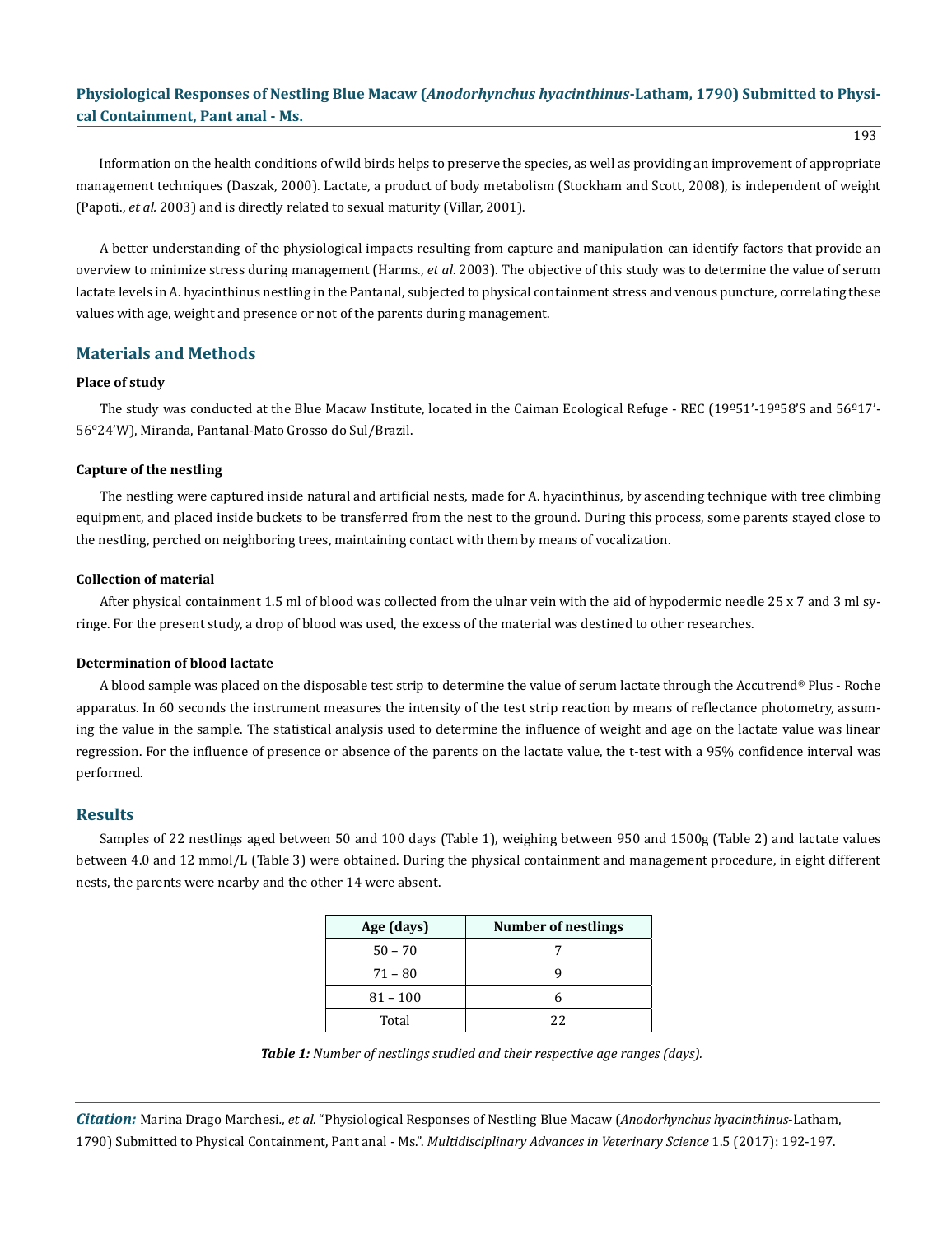Information on the health conditions of wild birds helps to preserve the species, as well as providing an improvement of appropriate management techniques (Daszak, 2000). Lactate, a product of body metabolism (Stockham and Scott, 2008), is independent of weight (Papoti., *et al.* 2003) and is directly related to sexual maturity (Villar, 2001).

A better understanding of the physiological impacts resulting from capture and manipulation can identify factors that provide an overview to minimize stress during management (Harms., *et al*. 2003). The objective of this study was to determine the value of serum lactate levels in A. hyacinthinus nestling in the Pantanal, subjected to physical containment stress and venous puncture, correlating these values with age, weight and presence or not of the parents during management.

## Materials and Methods

### Place of study

The study was conducted at the Blue Macaw Institute, located in the Caiman Ecological Refuge - REC (19º51'-19º58'S and 56º17'-56º24'W), Miranda, Pantanal-Mato Grosso do Sul/Brazil.

### Capture of the nestling

The nestling were captured inside natural and artificial nests, made for A. hyacinthinus, by ascending technique with tree climbing equipment, and placed inside buckets to be transferred from the nest to the ground. During this process, some parents stayed close to the nestling, perched on neighboring trees, maintaining contact with them by means of vocalization.

### Collection of material

After physical containment 1.5 ml of blood was collected from the ulnar vein with the aid of hypodermic needle 25 x 7 and 3 ml syringe. For the present study, a drop of blood was used, the excess of the material was destined to other researches.

### Determination of blood lactate

A blood sample was placed on the disposable test strip to determine the value of serum lactate through the Accutrend® Plus - Roche apparatus. In 60 seconds the instrument measures the intensity of the test strip reaction by means of reflectance photometry, assuming the value in the sample. The statistical analysis used to determine the influence of weight and age on the lactate value was linear regression. For the influence of presence or absence of the parents on the lactate value, the t-test with a 95% confidence interval was performed.

## Results

Samples of 22 nestlings aged between 50 and 100 days (Table 1), weighing between 950 and 1500g (Table 2) and lactate values between 4.0 and 12 mmol/L (Table 3) were obtained. During the physical containment and management procedure, in eight different nests, the parents were nearby and the other 14 were absent.

| Age (days) | Number of nestlings |
|---|---|
| 50 – 70 | 7 |
| 71 – 80 | 9 |
| 81 – 100 | 6 |
| Total | 22 |

***Table 1:*** *Number of nestlings studied and their respective age ranges (days).*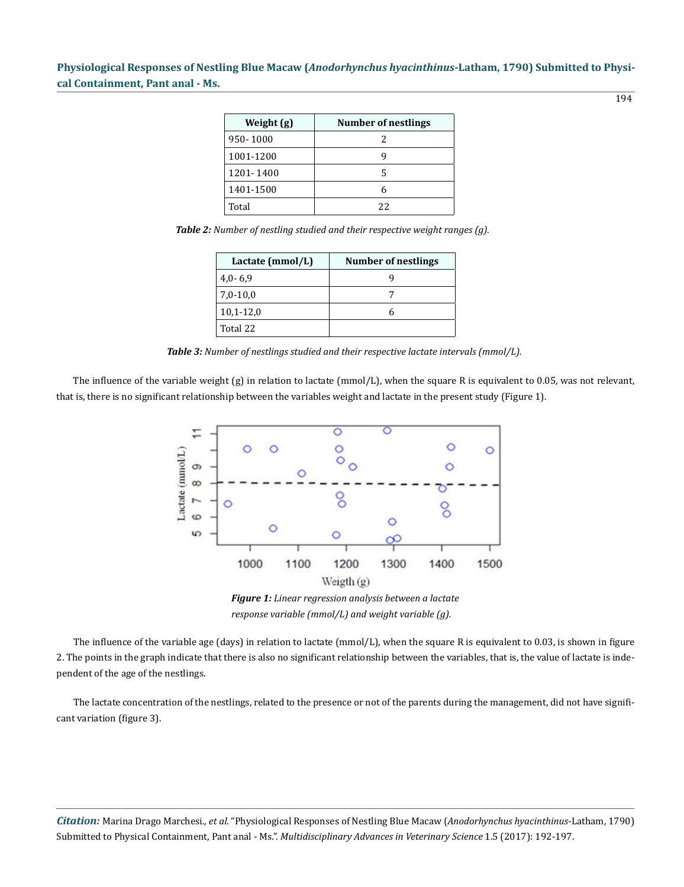| Weight (g) | Number of nestlings |
|---|---|
| 950- 1000 | 2 |
| 1001-1200 | 9 |
| 1201- 1400 | 5 |
| 1401-1500 | 6 |
| Total | 22 |

***Table 2:*** *Number of nestling studied and their respective weight ranges (g).*

| Lactate (mmol/L) | Number of nestlings |
|---|---|
| 4,0- 6,9 | 9 |
| 7,0-10,0 | 7 |
| 10,1-12,0 | 6 |
| Total 22 | |

***Table 3:*** *Number of nestlings studied and their respective lactate intervals (mmol/L).*

The influence of the variable weight (g) in relation to lactate (mmol/L), when the square R is equivalent to 0.05, was not relevant, that is, there is no significant relationship between the variables weight and lactate in the present study (Figure 1).

***Figure 1:*** *Linear regression analysis between a lactate response variable (mmol/L) and weight variable (g).*

The influence of the variable age (days) in relation to lactate (mmol/L), when the square R is equivalent to 0.03, is shown in figure 2. The points in the graph indicate that there is also no significant relationship between the variables, that is, the value of lactate is independent of the age of the nestlings.

The lactate concentration of the nestlings, related to the presence or not of the parents during the management, did not have significant variation (figure 3).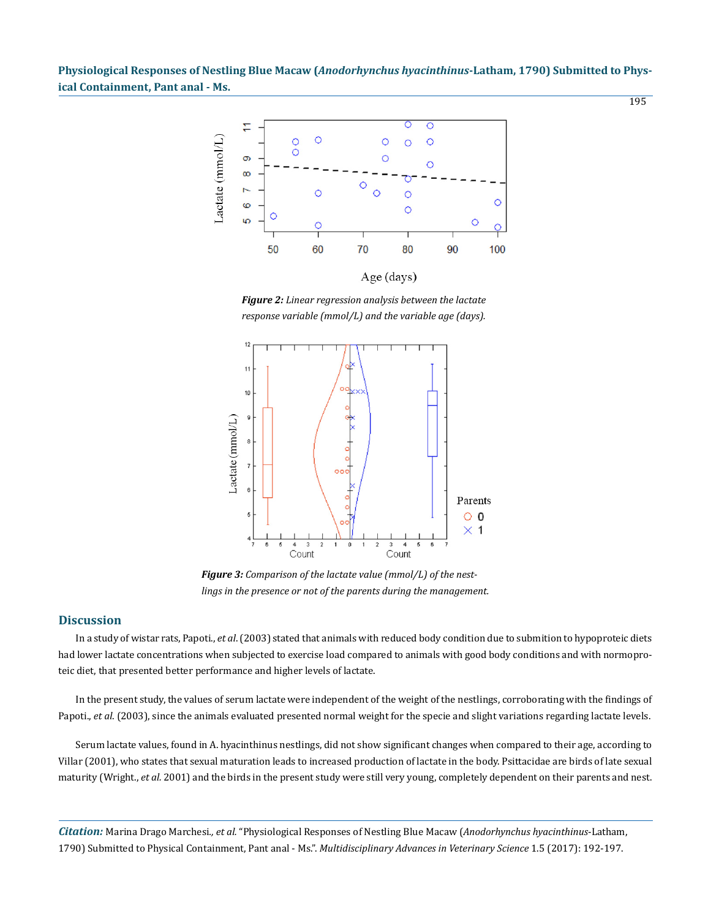***Figure 2:*** *Linear regression analysis between the lactate response variable (mmol/L) and the variable age (days).*

***Figure 3:*** *Comparison of the lactate value (mmol/L) of the nestlings in the presence or not of the parents during the management.*

## Discussion

In a study of wistar rats, Papoti., *et al*. (2003) stated that animals with reduced body condition due to submition to hypoproteic diets had lower lactate concentrations when subjected to exercise load compared to animals with good body conditions and with normoproteic diet, that presented better performance and higher levels of lactate.

In the present study, the values of serum lactate were independent of the weight of the nestlings, corroborating with the findings of Papoti., *et al.* (2003), since the animals evaluated presented normal weight for the specie and slight variations regarding lactate levels.

Serum lactate values, found in A. hyacinthinus nestlings, did not show significant changes when compared to their age, according to Villar (2001), who states that sexual maturation leads to increased production of lactate in the body. Psittacidae are birds of late sexual maturity (Wright., *et al.* 2001) and the birds in the present study were still very young, completely dependent on their parents and nest.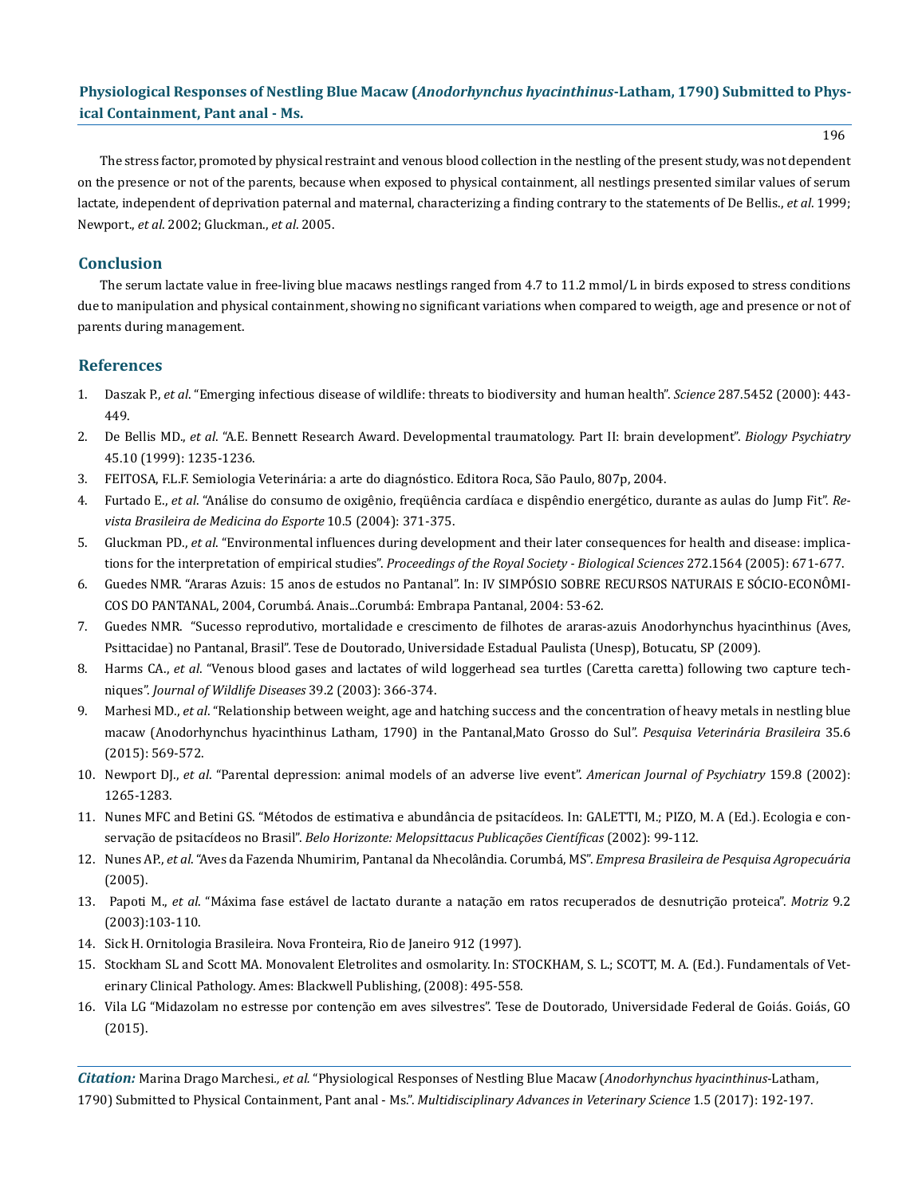The stress factor, promoted by physical restraint and venous blood collection in the nestling of the present study, was not dependent on the presence or not of the parents, because when exposed to physical containment, all nestlings presented similar values of serum lactate, independent of deprivation paternal and maternal, characterizing a finding contrary to the statements of De Bellis., *et al*. 1999; Newport., *et al*. 2002; Gluckman., *et al*. 2005.

## Conclusion

The serum lactate value in free-living blue macaws nestlings ranged from 4.7 to 11.2 mmol/L in birds exposed to stress conditions due to manipulation and physical containment, showing no significant variations when compared to weigth, age and presence or not of parents during management.

## References

1. Daszak P., *et al*. "Emerging infectious disease of wildlife: threats to biodiversity and human health". *Science* 287.5452 (2000): 443-449.
2. De Bellis MD., *et al*. "A.E. Bennett Research Award. Developmental traumatology. Part II: brain development". *Biology Psychiatry* 45.10 (1999): 1235-1236.
3. FEITOSA, F.L.F. Semiologia Veterinária: a arte do diagnóstico. Editora Roca, São Paulo, 807p, 2004.
4. Furtado E., *et al*. "Análise do consumo de oxigênio, freqüência cardíaca e dispêndio energético, durante as aulas do Jump Fit". *Revista Brasileira de Medicina do Esporte* 10.5 (2004): 371-375.
5. Gluckman PD., *et al*. "Environmental influences during development and their later consequences for health and disease: implications for the interpretation of empirical studies". *Proceedings of the Royal Society - Biological Sciences* 272.1564 (2005): 671-677.
6. Guedes NMR. "Araras Azuis: 15 anos de estudos no Pantanal". In: IV SIMPÓSIO SOBRE RECURSOS NATURAIS E SÓCIO-ECONÔMICOS DO PANTANAL, 2004, Corumbá. Anais...Corumbá: Embrapa Pantanal, 2004: 53-62.
7. Guedes NMR. "Sucesso reprodutivo, mortalidade e crescimento de filhotes de araras-azuis Anodorhynchus hyacinthinus (Aves, Psittacidae) no Pantanal, Brasil". Tese de Doutorado, Universidade Estadual Paulista (Unesp), Botucatu, SP (2009).
8. Harms CA., *et al*. "Venous blood gases and lactates of wild loggerhead sea turtles (Caretta caretta) following two capture techniques". *Journal of Wildlife Diseases* 39.2 (2003): 366-374.
9. Marhesi MD., *et al*. "Relationship between weight, age and hatching success and the concentration of heavy metals in nestling blue macaw (Anodorhynchus hyacinthinus Latham, 1790) in the Pantanal,Mato Grosso do Sul". *Pesquisa Veterinária Brasileira* 35.6 (2015): 569-572.
10. Newport DJ., *et al*. "Parental depression: animal models of an adverse live event". *American Journal of Psychiatry* 159.8 (2002): 1265-1283.
11. Nunes MFC and Betini GS. "Métodos de estimativa e abundância de psitacídeos. In: GALETTI, M.; PIZO, M. A (Ed.). Ecologia e conservação de psitacídeos no Brasil". *Belo Horizonte: Melopsittacus Publicações Científicas* (2002): 99-112.
12. Nunes AP., *et al*. "Aves da Fazenda Nhumirim, Pantanal da Nhecolândia. Corumbá, MS". *Empresa Brasileira de Pesquisa Agropecuária* (2005).
13. Papoti M., *et al*. "Máxima fase estável de lactato durante a natação em ratos recuperados de desnutrição proteica". *Motriz* 9.2 (2003):103-110.
14. Sick H. Ornitologia Brasileira. Nova Fronteira, Rio de Janeiro 912 (1997).
15. Stockham SL and Scott MA. Monovalent Eletrolites and osmolarity. In: STOCKHAM, S. L.; SCOTT, M. A. (Ed.). Fundamentals of Veterinary Clinical Pathology. Ames: Blackwell Publishing, (2008): 495-558.
16. Vila LG "Midazolam no estresse por contenção em aves silvestres". Tese de Doutorado, Universidade Federal de Goiás. Goiás, GO (2015).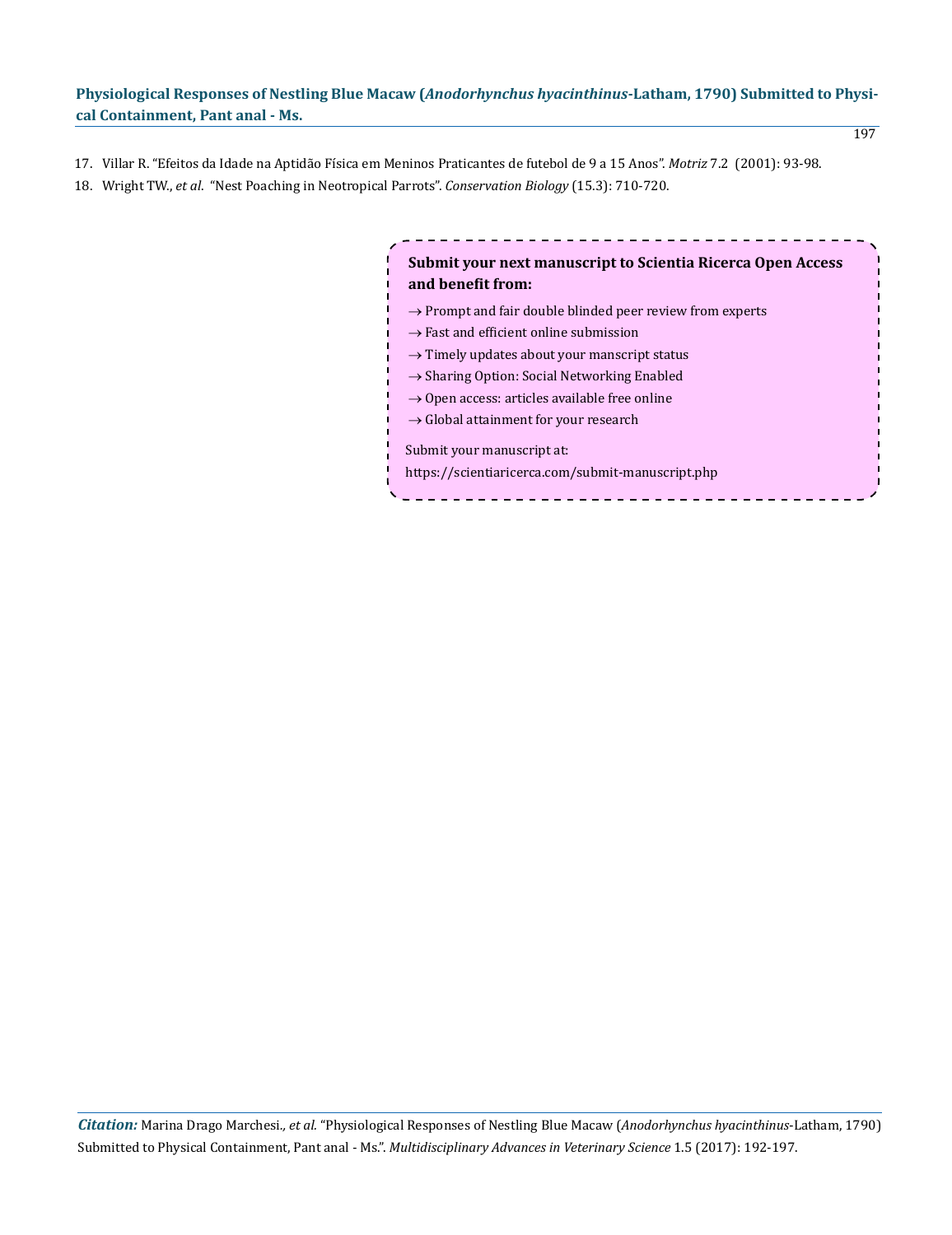17. Villar R. "Efeitos da Idade na Aptidão Física em Meninos Praticantes de futebol de 9 a 15 Anos". *Motriz* 7.2 (2001): 93-98.
18. Wright TW., *et al*. "Nest Poaching in Neotropical Parrots". *Conservation Biology* (15.3): 710-720.

**Submit your next manuscript to Scientia Ricerca Open Access and benefit from:**

→ Prompt and fair double blinded peer review from experts
→ Fast and efficient online submission
→ Timely updates about your manscript status
→ Sharing Option: Social Networking Enabled
→ Open access: articles available free online
→ Global attainment for your research

Submit your manuscript at:
https://scientiaricerca.com/submit-manuscript.php

***Citation:*** Marina Drago Marchesi*., et al.* "Physiological Responses of Nestling Blue Macaw (*Anodorhynchus hyacinthinus*-Latham, 1790) Submitted to Physical Containment, Pant anal - Ms.". *Multidisciplinary Advances in Veterinary Science* 1.5 (2017): 192-197.